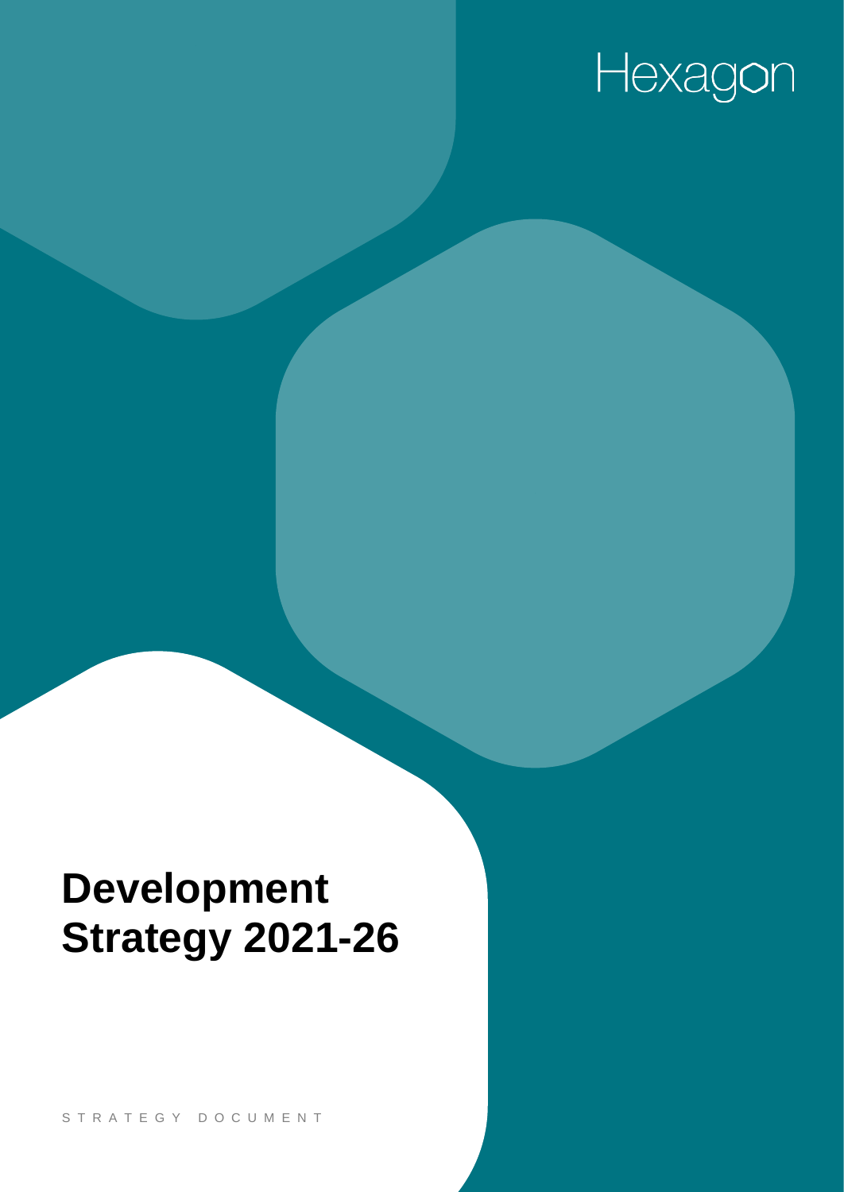Hexagon

# Development Strategy 2021-26

STRATEGY DOCUMENT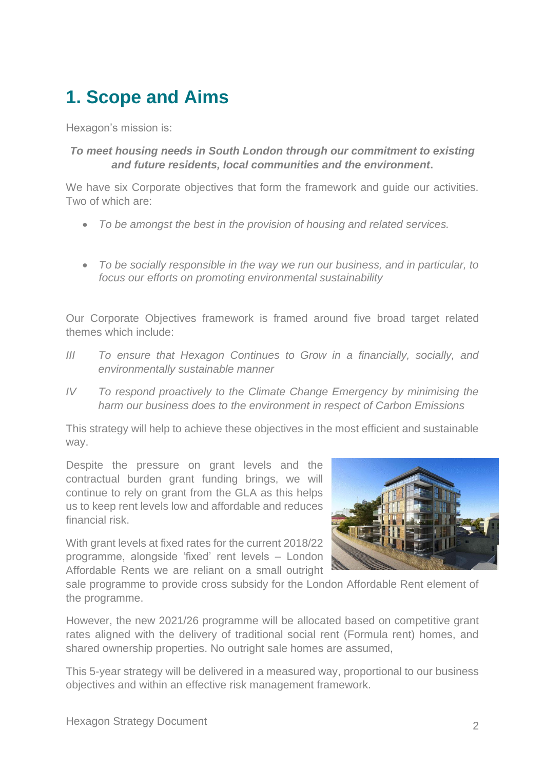# 1. Scope and Aims

Hexagon's mission is:

***To meet housing needs in South London through our commitment to existing and future residents, local communities and the environment*.**

We have six Corporate objectives that form the framework and guide our activities. Two of which are:

- *To be amongst the best in the provision of housing and related services.*
- *To be socially responsible in the way we run our business, and in particular, to focus our efforts on promoting environmental sustainability*

Our Corporate Objectives framework is framed around five broad target related themes which include:

*III* *To ensure that Hexagon Continues to Grow in a financially, socially, and environmentally sustainable manner*

*IV* *To respond proactively to the Climate Change Emergency by minimising the harm our business does to the environment in respect of Carbon Emissions*

This strategy will help to achieve these objectives in the most efficient and sustainable way.

Despite the pressure on grant levels and the contractual burden grant funding brings, we will continue to rely on grant from the GLA as this helps us to keep rent levels low and affordable and reduces financial risk.

With grant levels at fixed rates for the current 2018/22 programme, alongside 'fixed' rent levels – London Affordable Rents we are reliant on a small outright sale programme to provide cross subsidy for the London Affordable Rent element of the programme.

However, the new 2021/26 programme will be allocated based on competitive grant rates aligned with the delivery of traditional social rent (Formula rent) homes, and shared ownership properties. No outright sale homes are assumed,

This 5-year strategy will be delivered in a measured way, proportional to our business objectives and within an effective risk management framework.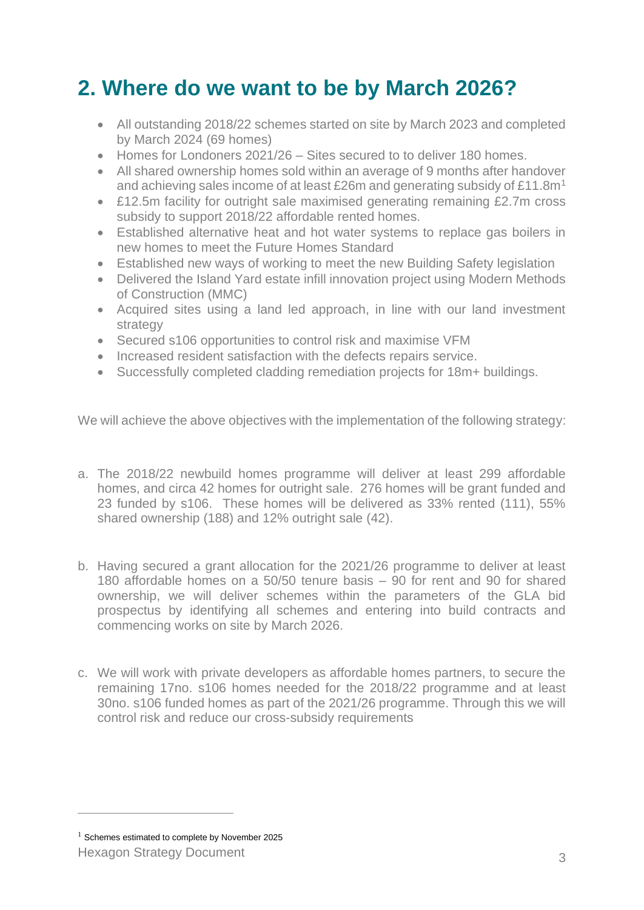## 2. Where do we want to be by March 2026?

- All outstanding 2018/22 schemes started on site by March 2023 and completed by March 2024 (69 homes)
- Homes for Londoners 2021/26 – Sites secured to to deliver 180 homes.
- All shared ownership homes sold within an average of 9 months after handover and achieving sales income of at least £26m and generating subsidy of £11.8m[1]
- £12.5m facility for outright sale maximised generating remaining £2.7m cross subsidy to support 2018/22 affordable rented homes.
- Established alternative heat and hot water systems to replace gas boilers in new homes to meet the Future Homes Standard
- Established new ways of working to meet the new Building Safety legislation
- Delivered the Island Yard estate infill innovation project using Modern Methods of Construction (MMC)
- Acquired sites using a land led approach, in line with our land investment strategy
- Secured s106 opportunities to control risk and maximise VFM
- Increased resident satisfaction with the defects repairs service.
- Successfully completed cladding remediation projects for 18m+ buildings.

We will achieve the above objectives with the implementation of the following strategy:

a. The 2018/22 newbuild homes programme will deliver at least 299 affordable homes, and circa 42 homes for outright sale. 276 homes will be grant funded and 23 funded by s106. These homes will be delivered as 33% rented (111), 55% shared ownership (188) and 12% outright sale (42).

b. Having secured a grant allocation for the 2021/26 programme to deliver at least 180 affordable homes on a 50/50 tenure basis – 90 for rent and 90 for shared ownership, we will deliver schemes within the parameters of the GLA bid prospectus by identifying all schemes and entering into build contracts and commencing works on site by March 2026.

c. We will work with private developers as affordable homes partners, to secure the remaining 17no. s106 homes needed for the 2018/22 programme and at least 30no. s106 funded homes as part of the 2021/26 programme. Through this we will control risk and reduce our cross-subsidy requirements

[1] Schemes estimated to complete by November 2025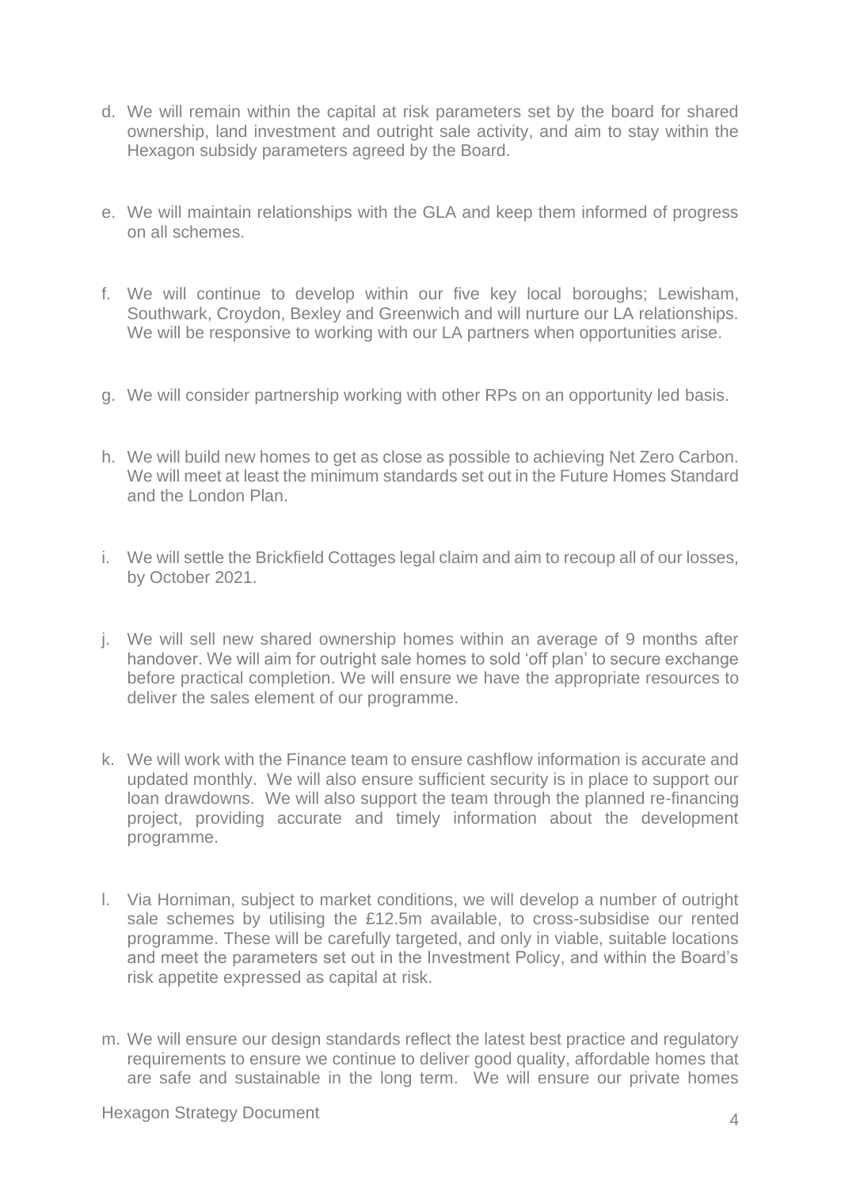d. We will remain within the capital at risk parameters set by the board for shared ownership, land investment and outright sale activity, and aim to stay within the Hexagon subsidy parameters agreed by the Board.

e. We will maintain relationships with the GLA and keep them informed of progress on all schemes.

f. We will continue to develop within our five key local boroughs; Lewisham, Southwark, Croydon, Bexley and Greenwich and will nurture our LA relationships. We will be responsive to working with our LA partners when opportunities arise.

g. We will consider partnership working with other RPs on an opportunity led basis.

h. We will build new homes to get as close as possible to achieving Net Zero Carbon. We will meet at least the minimum standards set out in the Future Homes Standard and the London Plan.

i. We will settle the Brickfield Cottages legal claim and aim to recoup all of our losses, by October 2021.

j. We will sell new shared ownership homes within an average of 9 months after handover. We will aim for outright sale homes to sold 'off plan' to secure exchange before practical completion. We will ensure we have the appropriate resources to deliver the sales element of our programme.

k. We will work with the Finance team to ensure cashflow information is accurate and updated monthly. We will also ensure sufficient security is in place to support our loan drawdowns. We will also support the team through the planned re-financing project, providing accurate and timely information about the development programme.

l. Via Horniman, subject to market conditions, we will develop a number of outright sale schemes by utilising the £12.5m available, to cross-subsidise our rented programme. These will be carefully targeted, and only in viable, suitable locations and meet the parameters set out in the Investment Policy, and within the Board's risk appetite expressed as capital at risk.

m. We will ensure our design standards reflect the latest best practice and regulatory requirements to ensure we continue to deliver good quality, affordable homes that are safe and sustainable in the long term. We will ensure our private homes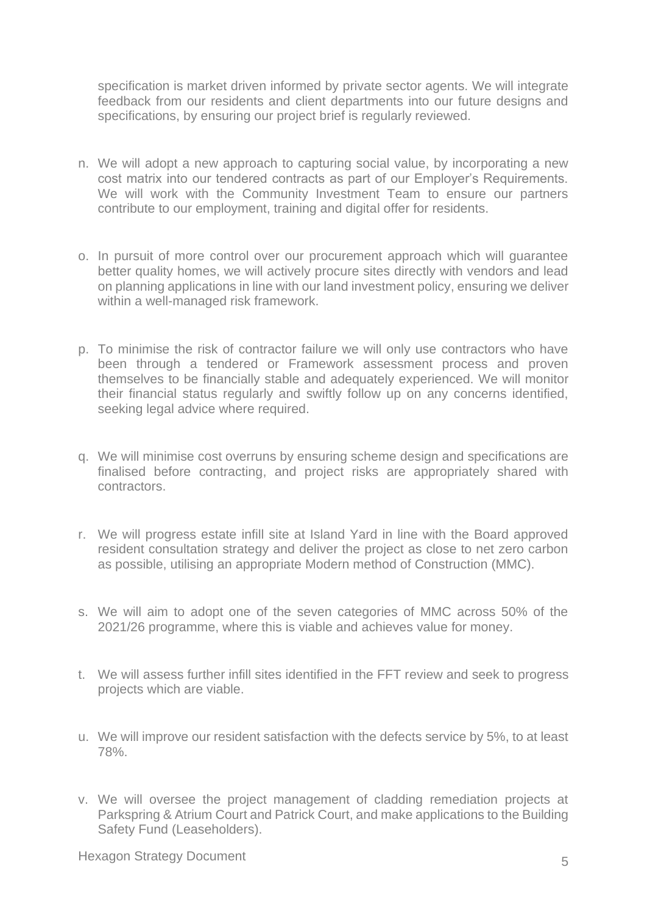specification is market driven informed by private sector agents. We will integrate feedback from our residents and client departments into our future designs and specifications, by ensuring our project brief is regularly reviewed.

n. We will adopt a new approach to capturing social value, by incorporating a new cost matrix into our tendered contracts as part of our Employer's Requirements. We will work with the Community Investment Team to ensure our partners contribute to our employment, training and digital offer for residents.

o. In pursuit of more control over our procurement approach which will guarantee better quality homes, we will actively procure sites directly with vendors and lead on planning applications in line with our land investment policy, ensuring we deliver within a well-managed risk framework.

p. To minimise the risk of contractor failure we will only use contractors who have been through a tendered or Framework assessment process and proven themselves to be financially stable and adequately experienced. We will monitor their financial status regularly and swiftly follow up on any concerns identified, seeking legal advice where required.

q. We will minimise cost overruns by ensuring scheme design and specifications are finalised before contracting, and project risks are appropriately shared with contractors.

r. We will progress estate infill site at Island Yard in line with the Board approved resident consultation strategy and deliver the project as close to net zero carbon as possible, utilising an appropriate Modern method of Construction (MMC).

s. We will aim to adopt one of the seven categories of MMC across 50% of the 2021/26 programme, where this is viable and achieves value for money.

t. We will assess further infill sites identified in the FFT review and seek to progress projects which are viable.

u. We will improve our resident satisfaction with the defects service by 5%, to at least 78%.

v. We will oversee the project management of cladding remediation projects at Parkspring & Atrium Court and Patrick Court, and make applications to the Building Safety Fund (Leaseholders).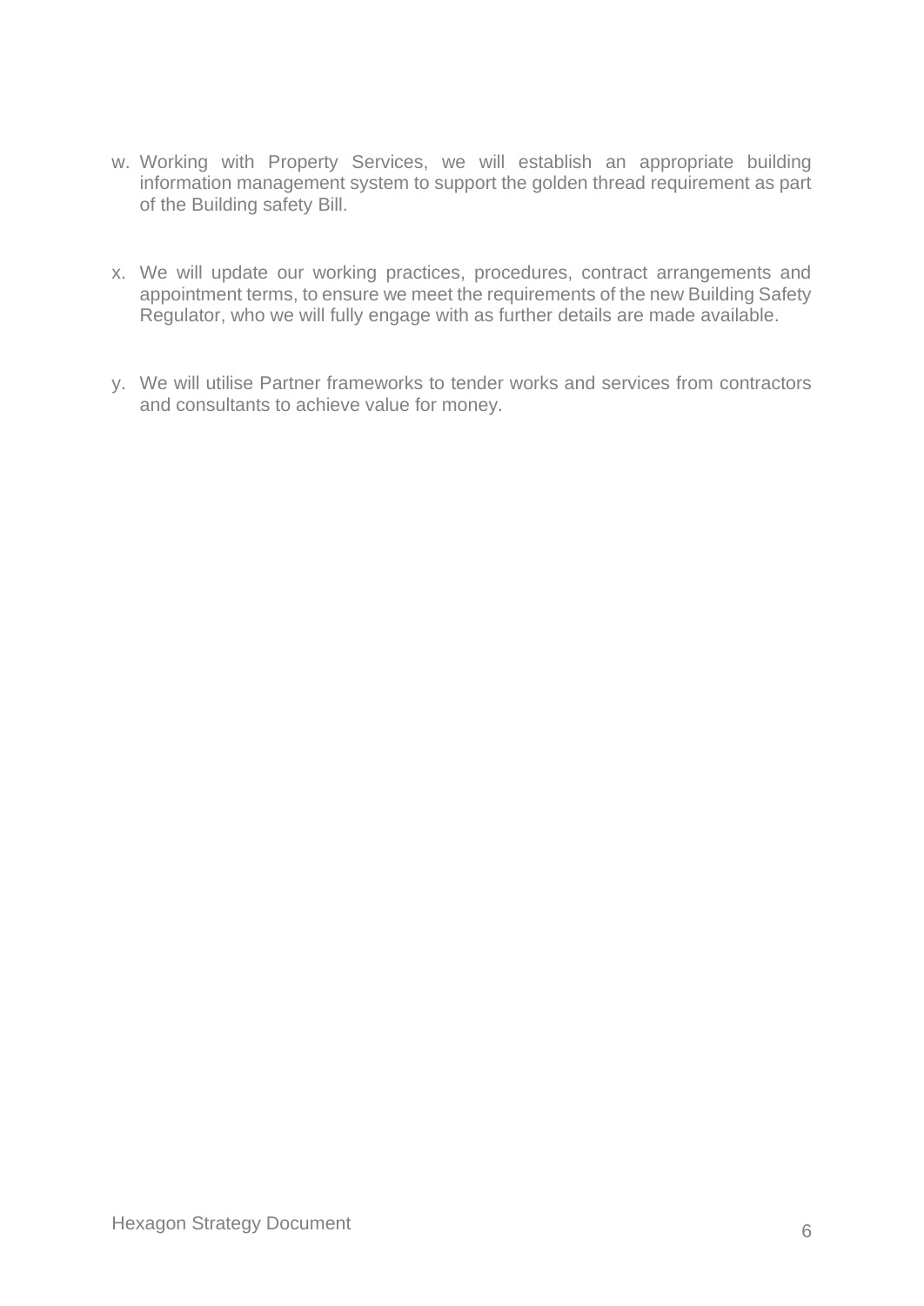w. Working with Property Services, we will establish an appropriate building information management system to support the golden thread requirement as part of the Building safety Bill.

x. We will update our working practices, procedures, contract arrangements and appointment terms, to ensure we meet the requirements of the new Building Safety Regulator, who we will fully engage with as further details are made available.

y. We will utilise Partner frameworks to tender works and services from contractors and consultants to achieve value for money.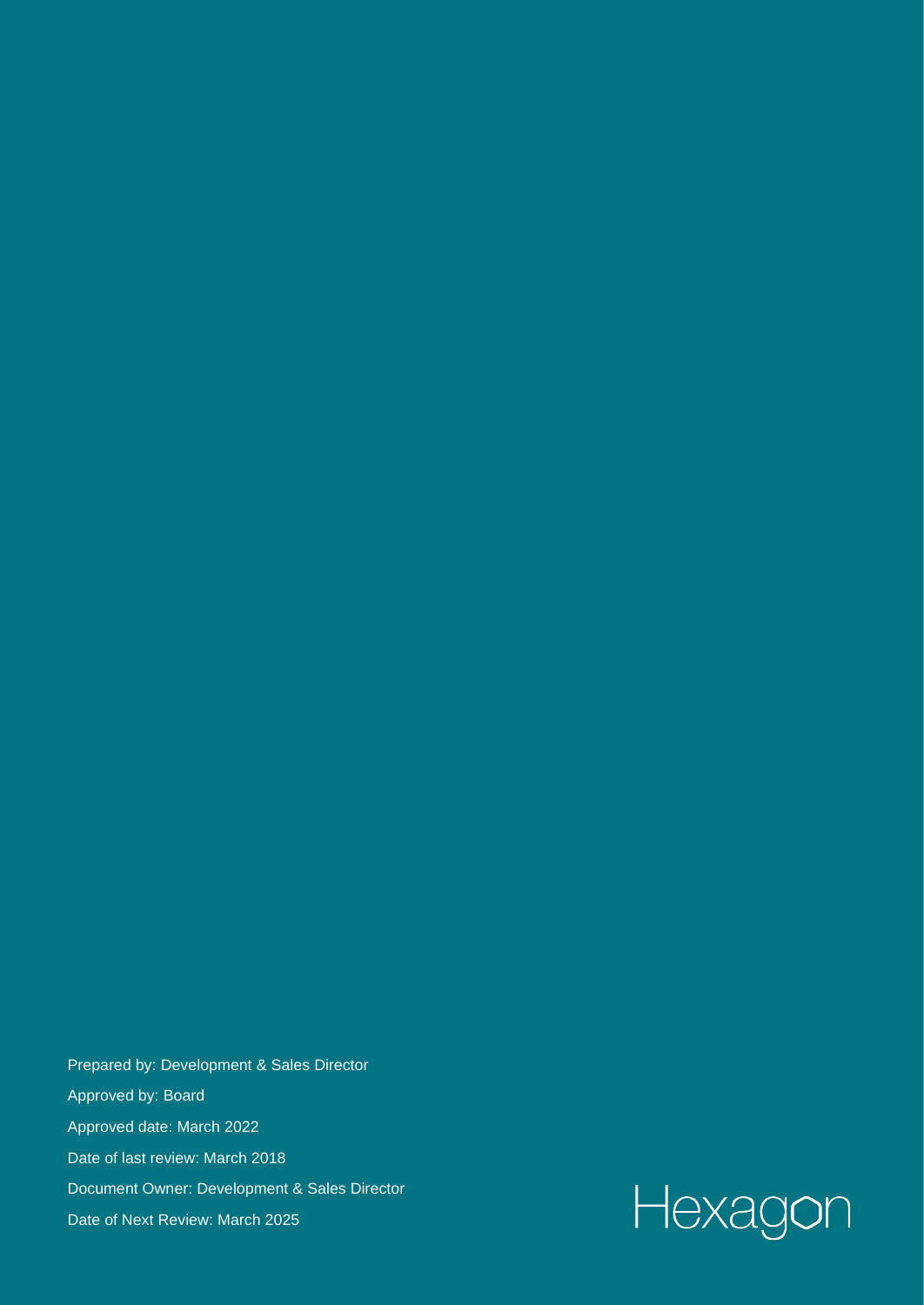Prepared by: Development & Sales Director

Approved by: Board

Approved date: March 2022

Date of last review: March 2018

Document Owner: Development & Sales Director

Date of Next Review: March 2025

Hexagon